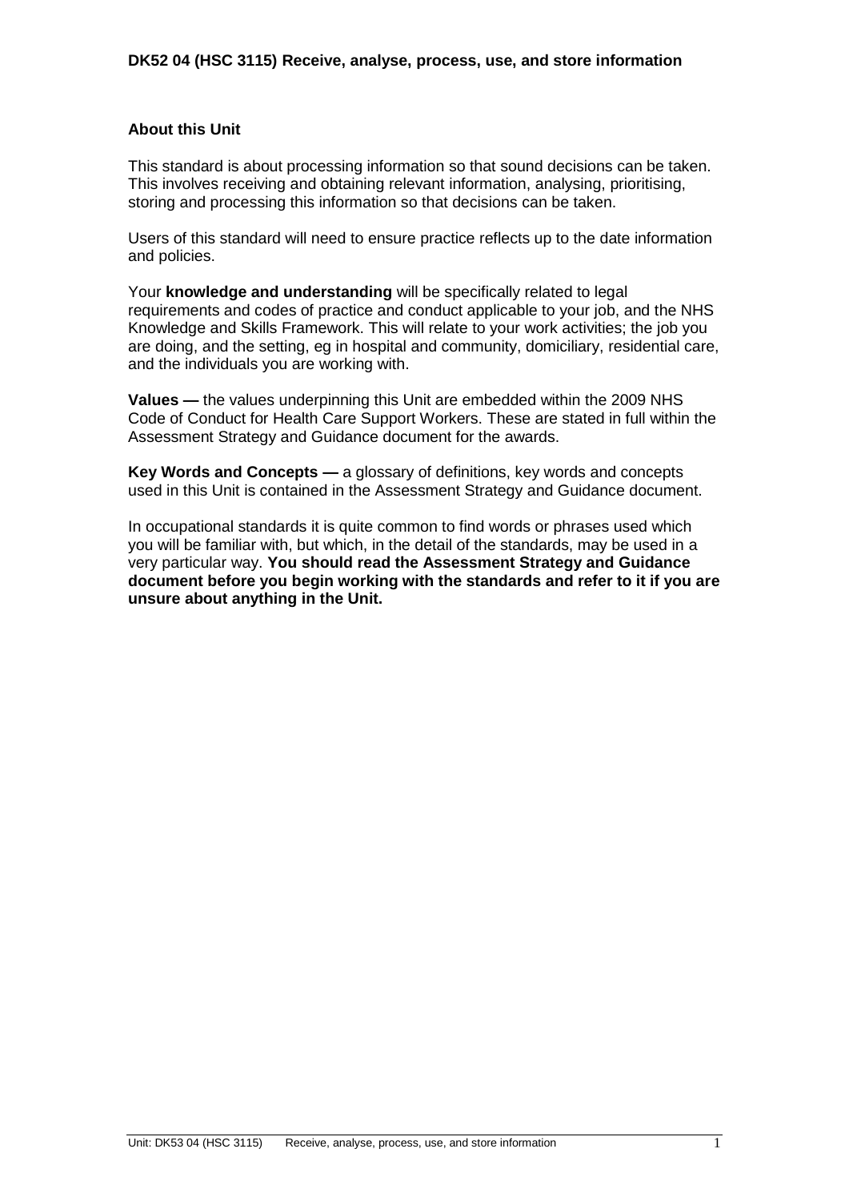# DK52 04 (HSC 3115) Receive, analyse, process, use, and store information

## About this Unit

This standard is about processing information so that sound decisions can be taken. This involves receiving and obtaining relevant information, analysing, prioritising, storing and processing this information so that decisions can be taken.

Users of this standard will need to ensure practice reflects up to the date information and policies.

Your **knowledge and understanding** will be specifically related to legal requirements and codes of practice and conduct applicable to your job, and the NHS Knowledge and Skills Framework. This will relate to your work activities; the job you are doing, and the setting, eg in hospital and community, domiciliary, residential care, and the individuals you are working with.

**Values —** the values underpinning this Unit are embedded within the 2009 NHS Code of Conduct for Health Care Support Workers. These are stated in full within the Assessment Strategy and Guidance document for the awards.

**Key Words and Concepts —** a glossary of definitions, key words and concepts used in this Unit is contained in the Assessment Strategy and Guidance document.

In occupational standards it is quite common to find words or phrases used which you will be familiar with, but which, in the detail of the standards, may be used in a very particular way. **You should read the Assessment Strategy and Guidance document before you begin working with the standards and refer to it if you are unsure about anything in the Unit.**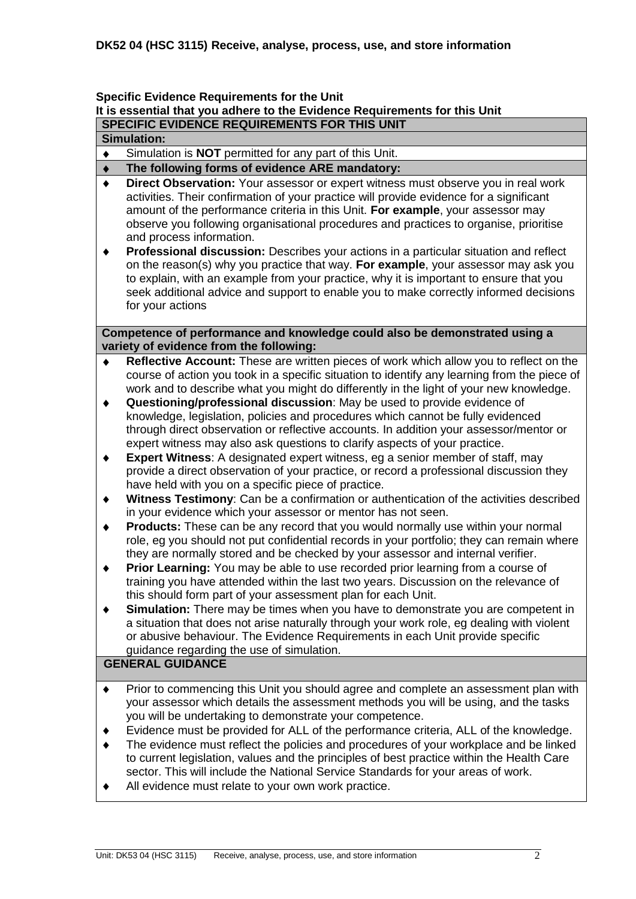**DK52 04 (HSC 3115) Receive, analyse, process, use, and store information**

**Specific Evidence Requirements for the Unit**
**It is essential that you adhere to the Evidence Requirements for this Unit**

**SPECIFIC EVIDENCE REQUIREMENTS FOR THIS UNIT**

**Simulation:**

- Simulation is **NOT** permitted for any part of this Unit.
- **The following forms of evidence ARE mandatory:**
- **Direct Observation:** Your assessor or expert witness must observe you in real work activities. Their confirmation of your practice will provide evidence for a significant amount of the performance criteria in this Unit. **For example**, your assessor may observe you following organisational procedures and practices to organise, prioritise and process information.
- **Professional discussion:** Describes your actions in a particular situation and reflect on the reason(s) why you practice that way. **For example**, your assessor may ask you to explain, with an example from your practice, why it is important to ensure that you seek additional advice and support to enable you to make correctly informed decisions for your actions

**Competence of performance and knowledge could also be demonstrated using a variety of evidence from the following:**

- **Reflective Account:** These are written pieces of work which allow you to reflect on the course of action you took in a specific situation to identify any learning from the piece of work and to describe what you might do differently in the light of your new knowledge.
- **Questioning/professional discussion**: May be used to provide evidence of knowledge, legislation, policies and procedures which cannot be fully evidenced through direct observation or reflective accounts. In addition your assessor/mentor or expert witness may also ask questions to clarify aspects of your practice.
- **Expert Witness**: A designated expert witness, eg a senior member of staff, may provide a direct observation of your practice, or record a professional discussion they have held with you on a specific piece of practice.
- **Witness Testimony**: Can be a confirmation or authentication of the activities described in your evidence which your assessor or mentor has not seen.
- **Products:** These can be any record that you would normally use within your normal role, eg you should not put confidential records in your portfolio; they can remain where they are normally stored and be checked by your assessor and internal verifier.
- **Prior Learning:** You may be able to use recorded prior learning from a course of training you have attended within the last two years. Discussion on the relevance of this should form part of your assessment plan for each Unit.
- **Simulation:** There may be times when you have to demonstrate you are competent in a situation that does not arise naturally through your work role, eg dealing with violent or abusive behaviour. The Evidence Requirements in each Unit provide specific guidance regarding the use of simulation.

**GENERAL GUIDANCE**

- Prior to commencing this Unit you should agree and complete an assessment plan with your assessor which details the assessment methods you will be using, and the tasks you will be undertaking to demonstrate your competence.
- Evidence must be provided for ALL of the performance criteria, ALL of the knowledge.
- The evidence must reflect the policies and procedures of your workplace and be linked to current legislation, values and the principles of best practice within the Health Care sector. This will include the National Service Standards for your areas of work.
- All evidence must relate to your own work practice.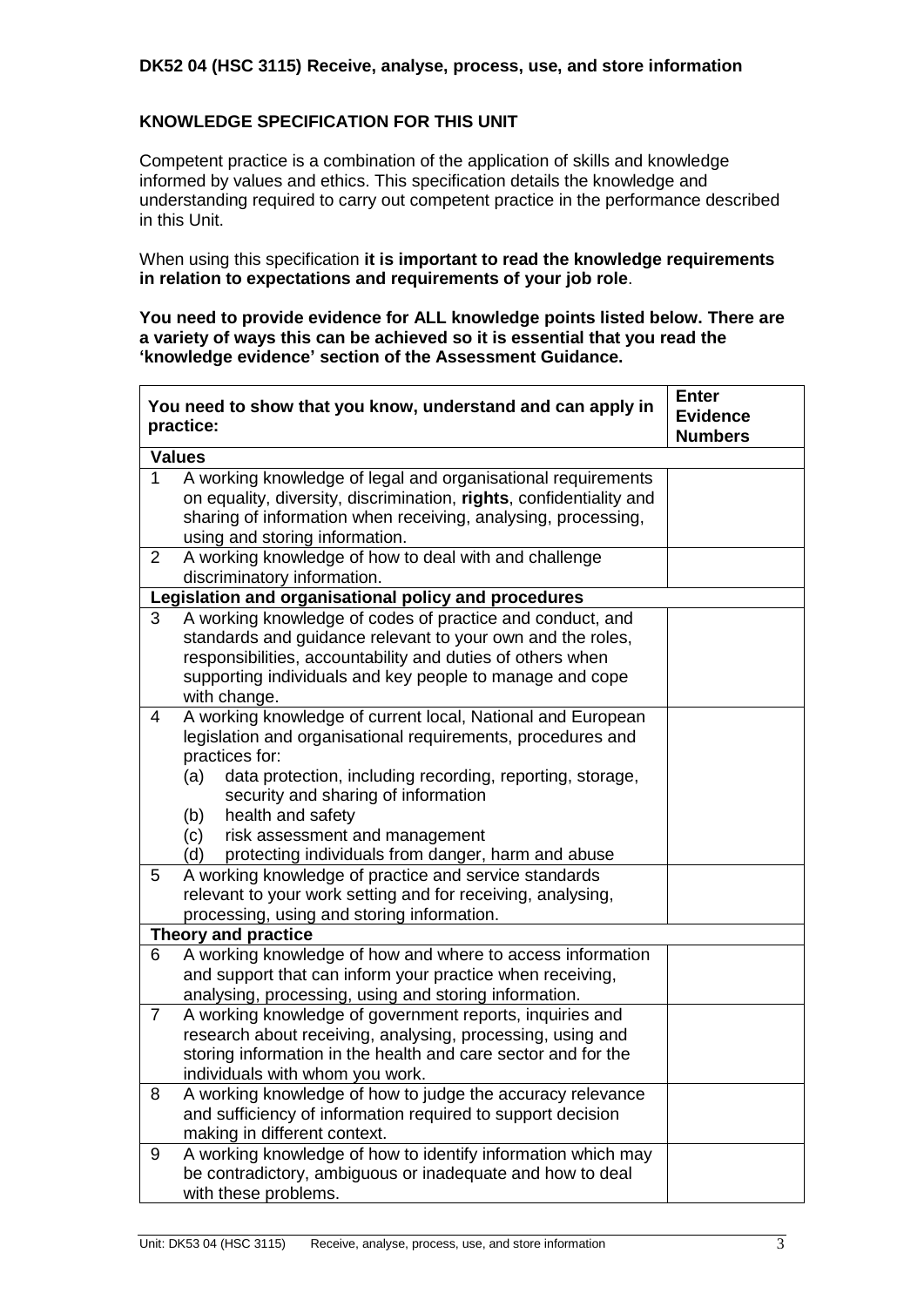**DK52 04 (HSC 3115) Receive, analyse, process, use, and store information**

**KNOWLEDGE SPECIFICATION FOR THIS UNIT**

Competent practice is a combination of the application of skills and knowledge informed by values and ethics. This specification details the knowledge and understanding required to carry out competent practice in the performance described in this Unit.

When using this specification **it is important to read the knowledge requirements in relation to expectations and requirements of your job role**.

**You need to provide evidence for ALL knowledge points listed below. There are a variety of ways this can be achieved so it is essential that you read the 'knowledge evidence' section of the Assessment Guidance.**

| **You need to show that you know, understand and can apply in practice:** | **Enter Evidence Numbers** |
|---|---|
| **Values** | |
| 1 A working knowledge of legal and organisational requirements on equality, diversity, discrimination, **rights**, confidentiality and sharing of information when receiving, analysing, processing, using and storing information. | |
| 2 A working knowledge of how to deal with and challenge discriminatory information. | |
| **Legislation and organisational policy and procedures** | |
| 3 A working knowledge of codes of practice and conduct, and standards and guidance relevant to your own and the roles, responsibilities, accountability and duties of others when supporting individuals and key people to manage and cope with change. | |
| 4 A working knowledge of current local, National and European legislation and organisational requirements, procedures and practices for:<br>(a) data protection, including recording, reporting, storage, security and sharing of information<br>(b) health and safety<br>(c) risk assessment and management<br>(d) protecting individuals from danger, harm and abuse | |
| 5 A working knowledge of practice and service standards relevant to your work setting and for receiving, analysing, processing, using and storing information. | |
| **Theory and practice** | |
| 6 A working knowledge of how and where to access information and support that can inform your practice when receiving, analysing, processing, using and storing information. | |
| 7 A working knowledge of government reports, inquiries and research about receiving, analysing, processing, using and storing information in the health and care sector and for the individuals with whom you work. | |
| 8 A working knowledge of how to judge the accuracy relevance and sufficiency of information required to support decision making in different context. | |
| 9 A working knowledge of how to identify information which may be contradictory, ambiguous or inadequate and how to deal with these problems. | |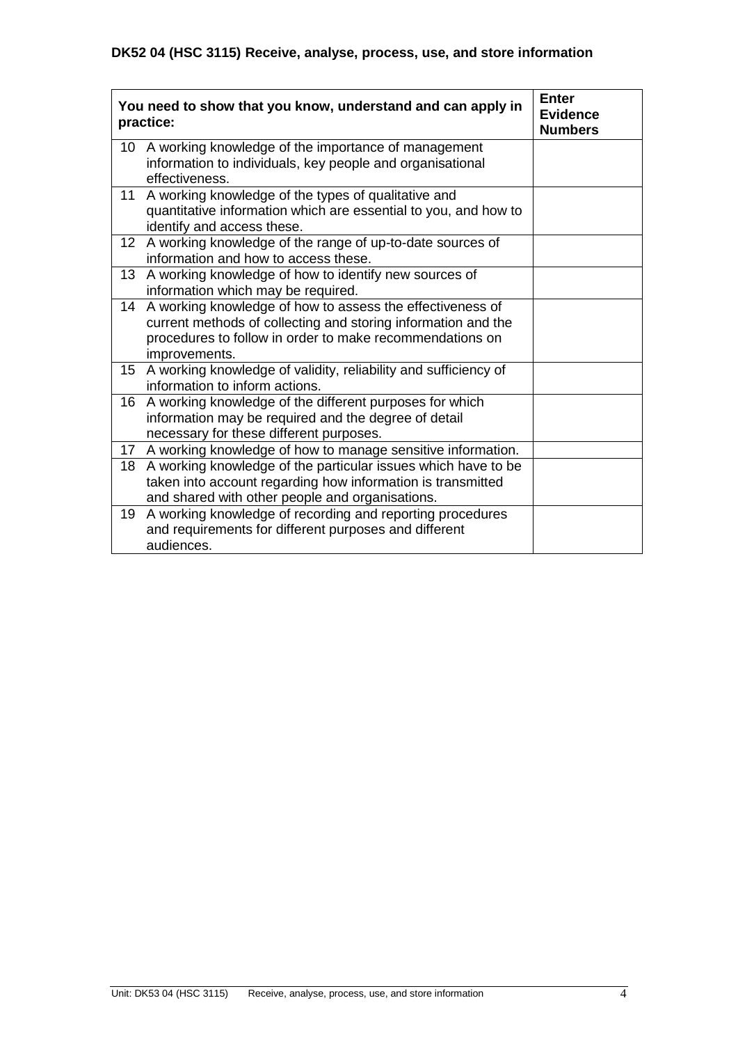**DK52 04 (HSC 3115) Receive, analyse, process, use, and store information**

| | You need to show that you know, understand and can apply in practice: | Enter Evidence Numbers |
|---|---|---|
| 10 | A working knowledge of the importance of management information to individuals, key people and organisational effectiveness. | |
| 11 | A working knowledge of the types of qualitative and quantitative information which are essential to you, and how to identify and access these. | |
| 12 | A working knowledge of the range of up-to-date sources of information and how to access these. | |
| 13 | A working knowledge of how to identify new sources of information which may be required. | |
| 14 | A working knowledge of how to assess the effectiveness of current methods of collecting and storing information and the procedures to follow in order to make recommendations on improvements. | |
| 15 | A working knowledge of validity, reliability and sufficiency of information to inform actions. | |
| 16 | A working knowledge of the different purposes for which information may be required and the degree of detail necessary for these different purposes. | |
| 17 | A working knowledge of how to manage sensitive information. | |
| 18 | A working knowledge of the particular issues which have to be taken into account regarding how information is transmitted and shared with other people and organisations. | |
| 19 | A working knowledge of recording and reporting procedures and requirements for different purposes and different audiences. | |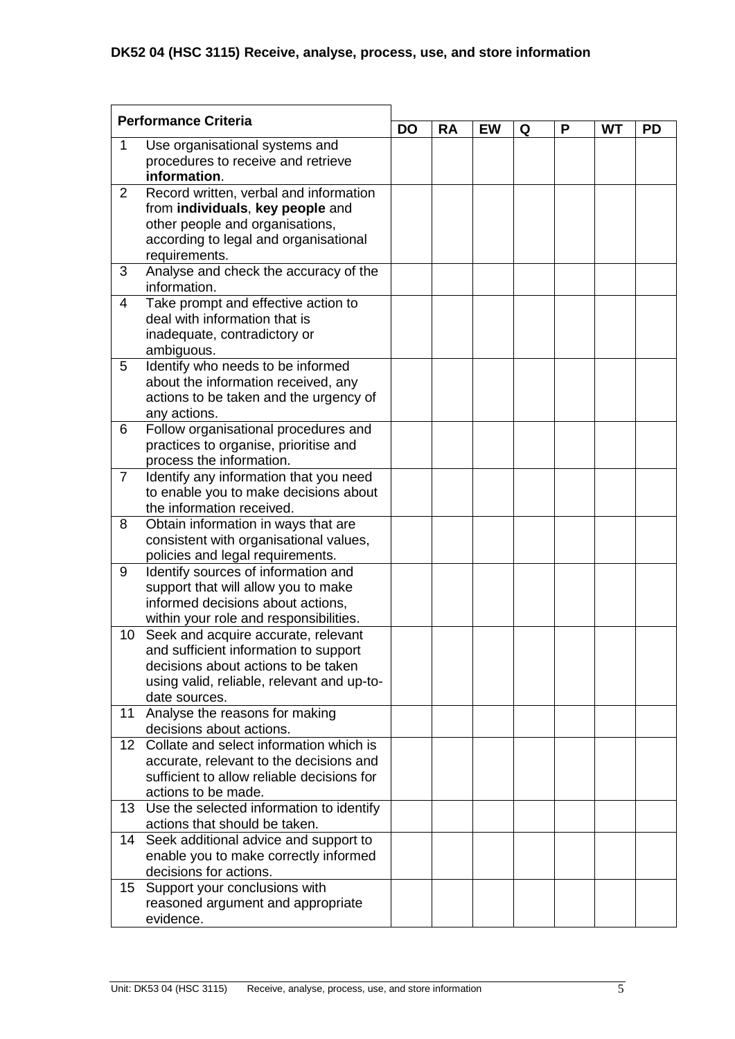**DK52 04 (HSC 3115) Receive, analyse, process, use, and store information**

| Performance Criteria | | DO | RA | EW | Q | P | WT | PD |
|---|---|---|---|---|---|---|---|---|
| 1 | Use organisational systems and procedures to receive and retrieve **information**. | | | | | | | |
| 2 | Record written, verbal and information from **individuals**, **key people** and other people and organisations, according to legal and organisational requirements. | | | | | | | |
| 3 | Analyse and check the accuracy of the information. | | | | | | | |
| 4 | Take prompt and effective action to deal with information that is inadequate, contradictory or ambiguous. | | | | | | | |
| 5 | Identify who needs to be informed about the information received, any actions to be taken and the urgency of any actions. | | | | | | | |
| 6 | Follow organisational procedures and practices to organise, prioritise and process the information. | | | | | | | |
| 7 | Identify any information that you need to enable you to make decisions about the information received. | | | | | | | |
| 8 | Obtain information in ways that are consistent with organisational values, policies and legal requirements. | | | | | | | |
| 9 | Identify sources of information and support that will allow you to make informed decisions about actions, within your role and responsibilities. | | | | | | | |
| 10 | Seek and acquire accurate, relevant and sufficient information to support decisions about actions to be taken using valid, reliable, relevant and up-to-date sources. | | | | | | | |
| 11 | Analyse the reasons for making decisions about actions. | | | | | | | |
| 12 | Collate and select information which is accurate, relevant to the decisions and sufficient to allow reliable decisions for actions to be made. | | | | | | | |
| 13 | Use the selected information to identify actions that should be taken. | | | | | | | |
| 14 | Seek additional advice and support to enable you to make correctly informed decisions for actions. | | | | | | | |
| 15 | Support your conclusions with reasoned argument and appropriate evidence. | | | | | | | |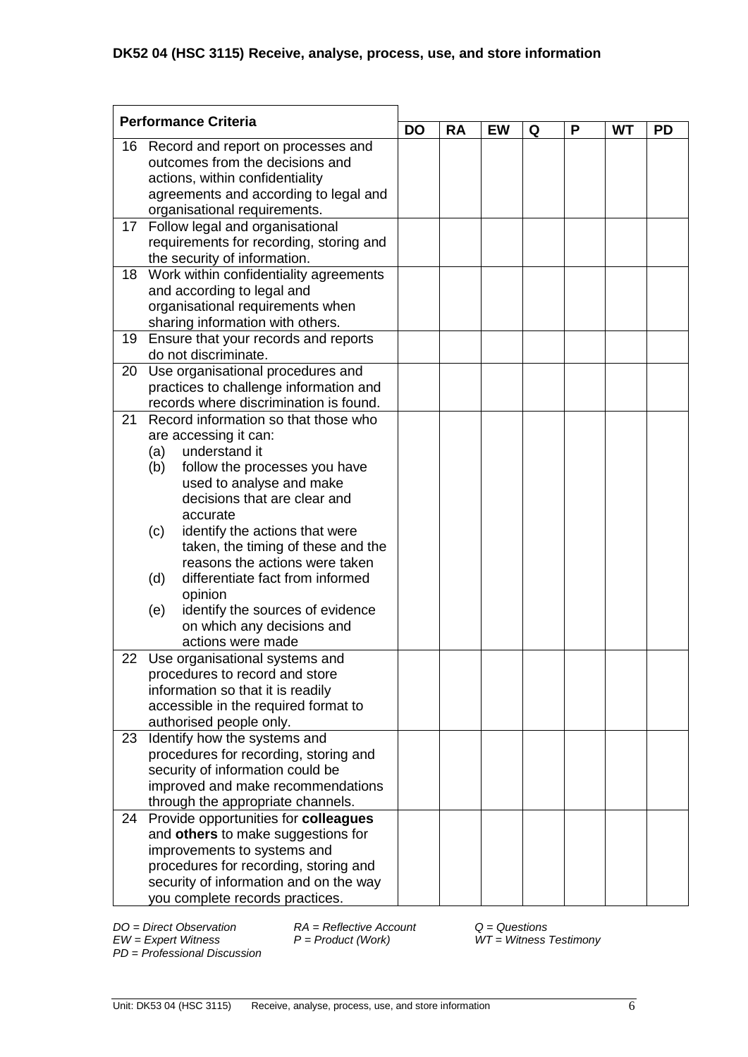**DK52 04 (HSC 3115) Receive, analyse, process, use, and store information**

| Performance Criteria | | DO | RA | EW | Q | P | WT | PD |
|---|---|---|---|---|---|---|---|---|
| 16 | Record and report on processes and outcomes from the decisions and actions, within confidentiality agreements and according to legal and organisational requirements. | | | | | | | |
| 17 | Follow legal and organisational requirements for recording, storing and the security of information. | | | | | | | |
| 18 | Work within confidentiality agreements and according to legal and organisational requirements when sharing information with others. | | | | | | | |
| 19 | Ensure that your records and reports do not discriminate. | | | | | | | |
| 20 | Use organisational procedures and practices to challenge information and records where discrimination is found. | | | | | | | |
| 21 | Record information so that those who are accessing it can: (a) understand it (b) follow the processes you have used to analyse and make decisions that are clear and accurate (c) identify the actions that were taken, the timing of these and the reasons the actions were taken (d) differentiate fact from informed opinion (e) identify the sources of evidence on which any decisions and actions were made | | | | | | | |
| 22 | Use organisational systems and procedures to record and store information so that it is readily accessible in the required format to authorised people only. | | | | | | | |
| 23 | Identify how the systems and procedures for recording, storing and security of information could be improved and make recommendations through the appropriate channels. | | | | | | | |
| 24 | Provide opportunities for **colleagues** and **others** to make suggestions for improvements to systems and procedures for recording, storing and security of information and on the way you complete records practices. | | | | | | | |

*DO = Direct Observation* *RA = Reflective Account* *Q = Questions*
*EW = Expert Witness* *P = Product (Work)* *WT = Witness Testimony*
*PD = Professional Discussion*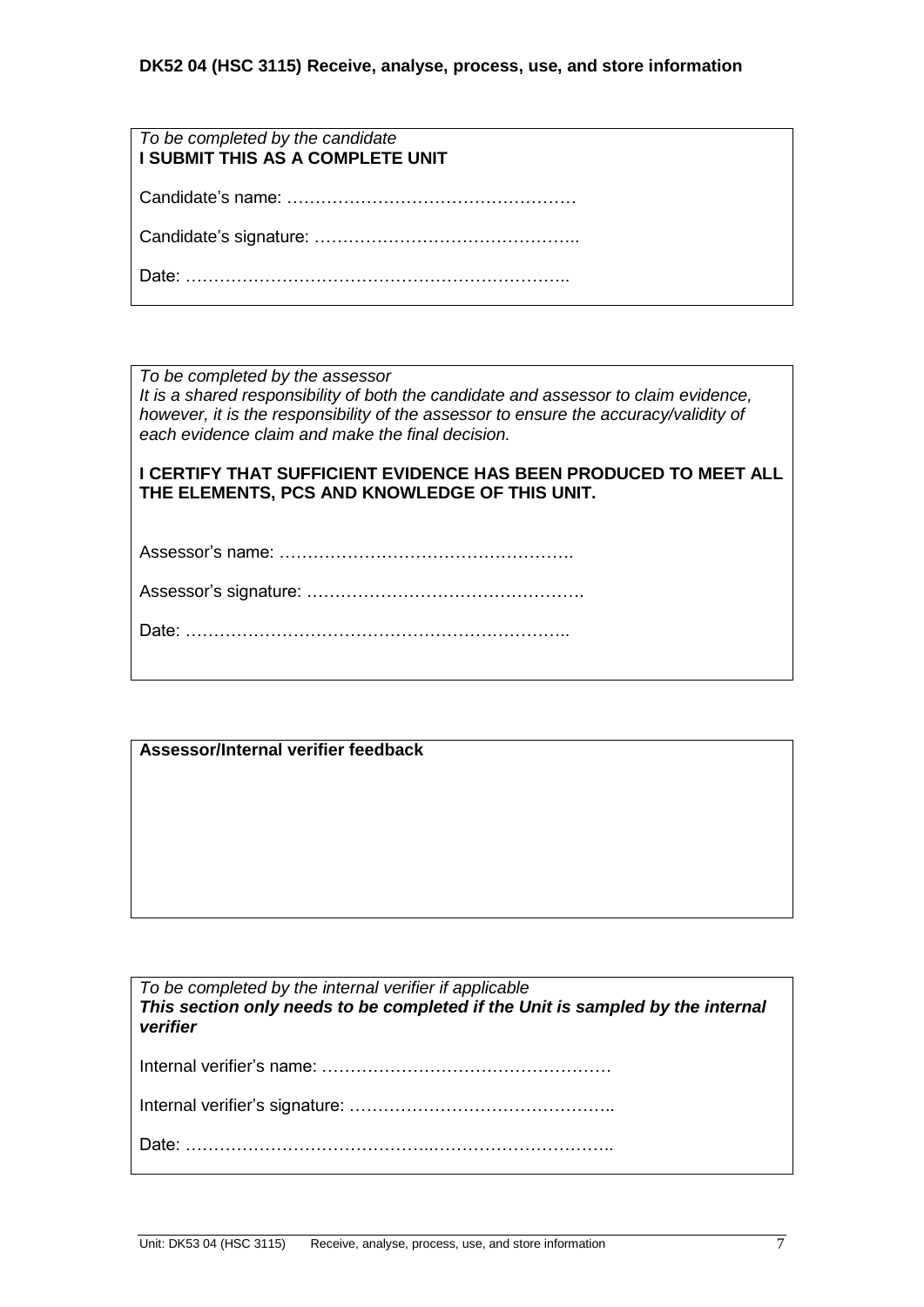**DK52 04 (HSC 3115) Receive, analyse, process, use, and store information**

*To be completed by the candidate*
**I SUBMIT THIS AS A COMPLETE UNIT**

Candidate's name: ……………………………………………

Candidate's signature: ………………………………………..

Date: …………………………………………………………..

*To be completed by the assessor*
*It is a shared responsibility of both the candidate and assessor to claim evidence, however, it is the responsibility of the assessor to ensure the accuracy/validity of each evidence claim and make the final decision.*

**I CERTIFY THAT SUFFICIENT EVIDENCE HAS BEEN PRODUCED TO MEET ALL THE ELEMENTS, PCS AND KNOWLEDGE OF THIS UNIT.**

Assessor's name: …………………………………………….

Assessor's signature: ………………………………………….

Date: …………………………………………………………..

**Assessor/Internal verifier feedback**

*To be completed by the internal verifier if applicable*
***This section only needs to be completed if the Unit is sampled by the internal verifier***

Internal verifier's name: ……………………………………………

Internal verifier's signature: ………………………………………..

Date: …………………………………..…………………………..